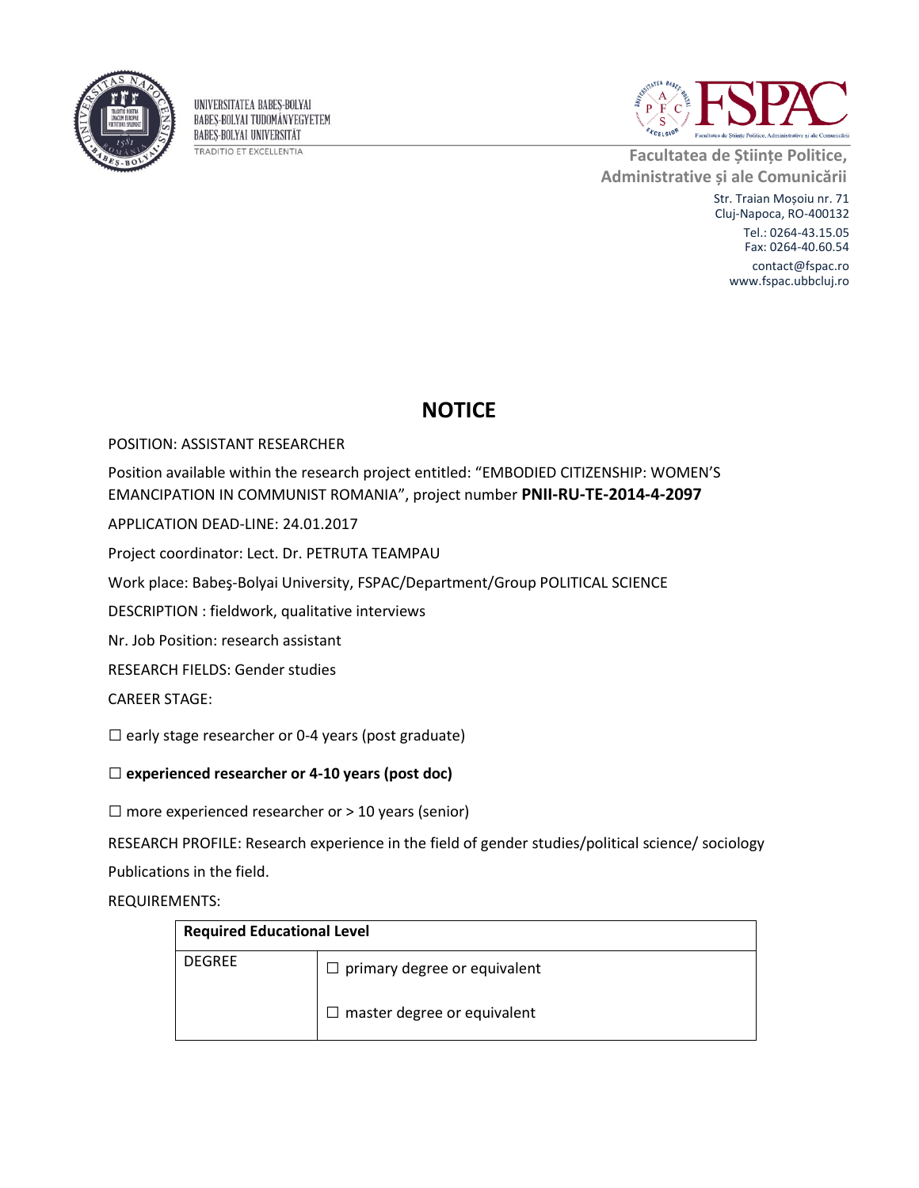UNIVERSITATEA BABEŞ-BOLYAI
BABEŞ-BOLYAI TUDOMÁNYEGYETEM
BABEŞ-BOLYAI UNIVERSITÄT
TRADITIO ET EXCELLENTIA

**Facultatea de Științe Politice, Administrative și ale Comunicării**

Str. Traian Moșoiu nr. 71
Cluj-Napoca, RO-400132
Tel.: 0264-43.15.05
Fax: 0264-40.60.54
contact@fspac.ro
www.fspac.ubbcluj.ro

# NOTICE

POSITION: ASSISTANT RESEARCHER

Position available within the research project entitled: "EMBODIED CITIZENSHIP: WOMEN'S EMANCIPATION IN COMMUNIST ROMANIA", project number **PNII-RU-TE-2014-4-2097**

APPLICATION DEAD-LINE: 24.01.2017

Project coordinator: Lect. Dr. PETRUTA TEAMPAU

Work place: Babeş-Bolyai University, FSPAC/Department/Group POLITICAL SCIENCE

DESCRIPTION : fieldwork, qualitative interviews

Nr. Job Position: research assistant

RESEARCH FIELDS: Gender studies

CAREER STAGE:

☐ early stage researcher or 0-4 years (post graduate)

☐ **experienced researcher or 4-10 years (post doc)**

☐ more experienced researcher or > 10 years (senior)

RESEARCH PROFILE: Research experience in the field of gender studies/political science/ sociology

Publications in the field.

REQUIREMENTS:

| **Required Educational Level** | |
|---|---|
| DEGREE | ☐ primary degree or equivalent |
| | ☐ master degree or equivalent |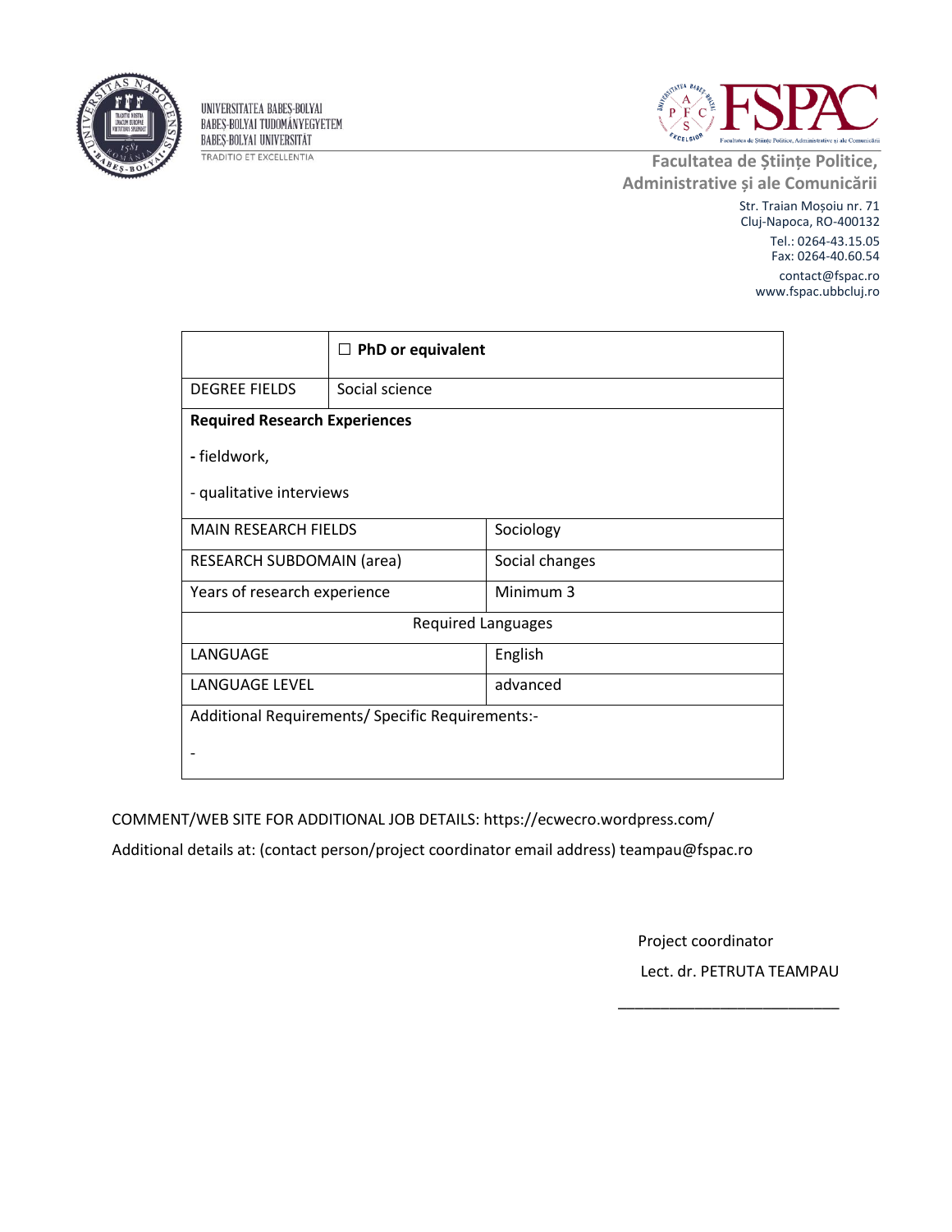UNIVERSITATEA BABEŞ-BOLYAI
BABEŞ-BOLYAI TUDOMÁNYEGYETEM
BABEŞ-BOLYAI UNIVERSITÄT
TRADITIO ET EXCELLENTIA

FSPAC

**Facultatea de Ştiinţe Politice, Administrative şi ale Comunicării**

Str. Traian Moşoiu nr. 71
Cluj-Napoca, RO-400132
Tel.: 0264-43.15.05
Fax: 0264-40.60.54
contact@fspac.ro
www.fspac.ro

| | |
|---|---|
| | ☐ **PhD or equivalent** |
| DEGREE FIELDS | Social science |
| **Required Research Experiences**<br>- fieldwork,<br>- qualitative interviews | |
| MAIN RESEARCH FIELDS | Sociology |
| RESEARCH SUBDOMAIN (area) | Social changes |
| Years of research experience | Minimum 3 |
| Required Languages | |
| LANGUAGE | English |
| LANGUAGE LEVEL | advanced |
| Additional Requirements/ Specific Requirements:-<br>- | |

COMMENT/WEB SITE FOR ADDITIONAL JOB DETAILS: https://ecwecro.wordpress.com/

Additional details at: (contact person/project coordinator email address) teampau@fspac.ro

Project coordinator

Lect. dr. PETRUTA TEAMPAU

___________________________